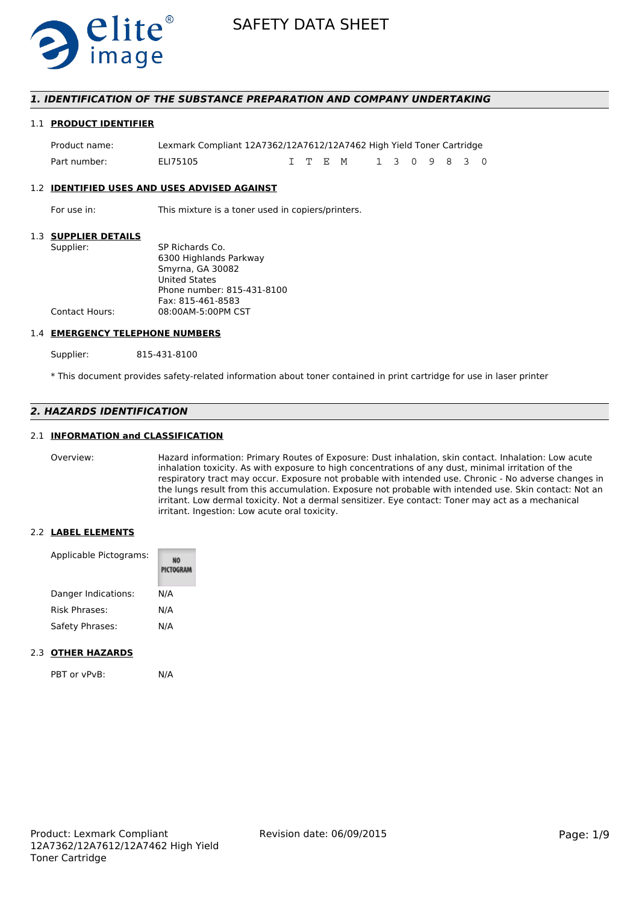# SAFETY DATA SHEET

## 1. IDENTIFICATION OF THE SUBSTANCE PREPARATION AND COMPANY UNDERTAKING

### 1.1 PRODUCT IDENTIFIER

| | |
|---|---|
| Product name: | Lexmark Compliant 12A7362/12A7612/12A7462 High Yield Toner Cartridge |
| Part number: | ELI75105 ITEM 1309830 |

### 1.2 IDENTIFIED USES AND USES ADVISED AGAINST

For use in: This mixture is a toner used in copiers/printers.

### 1.3 SUPPLIER DETAILS

Supplier:
SP Richards Co.
6300 Highlands Parkway
Smyrna, GA 30082
United States
Phone number: 815-431-8100
Fax: 815-461-8583

Contact Hours: 08:00AM-5:00PM CST

### 1.4 EMERGENCY TELEPHONE NUMBERS

Supplier: 815-431-8100

* This document provides safety-related information about toner contained in print cartridge for use in laser printer

## 2. HAZARDS IDENTIFICATION

### 2.1 INFORMATION and CLASSIFICATION

Overview: Hazard information: Primary Routes of Exposure: Dust inhalation, skin contact. Inhalation: Low acute inhalation toxicity. As with exposure to high concentrations of any dust, minimal irritation of the respiratory tract may occur. Exposure not probable with intended use. Chronic - No adverse changes in the lungs result from this accumulation. Exposure not probable with intended use. Skin contact: Not an irritant. Low dermal toxicity. Not a dermal sensitizer. Eye contact: Toner may act as a mechanical irritant. Ingestion: Low acute oral toxicity.

### 2.2 LABEL ELEMENTS

Applicable Pictograms: NO PICTOGRAM

Danger Indications: N/A

Risk Phrases: N/A

Safety Phrases: N/A

### 2.3 OTHER HAZARDS

PBT or vPvB: N/A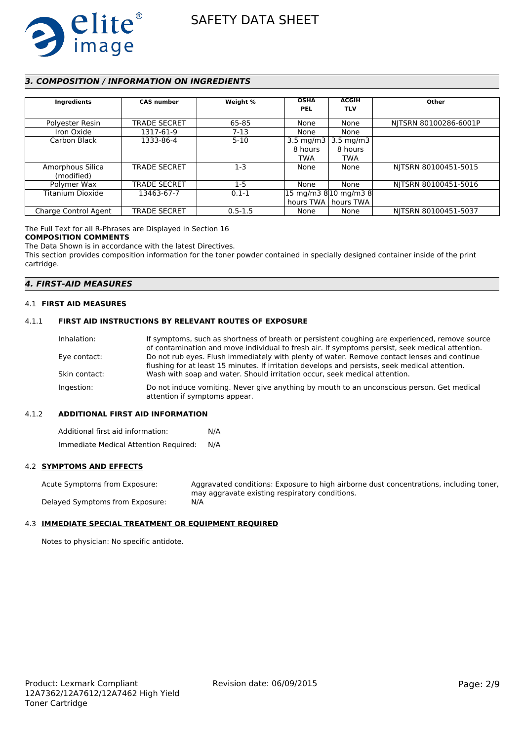## *3. COMPOSITION / INFORMATION ON INGREDIENTS*

| Ingredients | CAS number | Weight % | OSHA PEL | ACGIH TLV | Other |
|---|---|---|---|---|---|
| Polyester Resin | TRADE SECRET | 65-85 | None | None | NJTSRN 80100286-6001P |
| Iron Oxide | 1317-61-9 | 7-13 | None | None | |
| Carbon Black | 1333-86-4 | 5-10 | 3.5 mg/m3 8 hours TWA | 3.5 mg/m3 8 hours TWA | |
| Amorphous Silica (modified) | TRADE SECRET | 1-3 | None | None | NJTSRN 80100451-5015 |
| Polymer Wax | TRADE SECRET | 1-5 | None | None | NJTSRN 80100451-5016 |
| Titanium Dioxide | 13463-67-7 | 0.1-1 | 15 mg/m3 8 hours TWA | 10 mg/m3 8 hours TWA | |
| Charge Control Agent | TRADE SECRET | 0.5-1.5 | None | None | NJTSRN 80100451-5037 |

The Full Text for all R-Phrases are Displayed in Section 16

**COMPOSITION COMMENTS**

The Data Shown is in accordance with the latest Directives.

This section provides composition information for the toner powder contained in specially designed container inside of the print cartridge.

## *4. FIRST-AID MEASURES*

### 4.1 FIRST AID MEASURES

#### 4.1.1 FIRST AID INSTRUCTIONS BY RELEVANT ROUTES OF EXPOSURE

Inhalation: If symptoms, such as shortness of breath or persistent coughing are experienced, remove source of contamination and move individual to fresh air. If symptoms persist, seek medical attention.

Eye contact: Do not rub eyes. Flush immediately with plenty of water. Remove contact lenses and continue flushing for at least 15 minutes. If irritation develops and persists, seek medical attention.

Skin contact: Wash with soap and water. Should irritation occur, seek medical attention.

Ingestion: Do not induce vomiting. Never give anything by mouth to an unconscious person. Get medical attention if symptoms appear.

#### 4.1.2 ADDITIONAL FIRST AID INFORMATION

Additional first aid information: N/A

Immediate Medical Attention Required: N/A

### 4.2 SYMPTOMS AND EFFECTS

Acute Symptoms from Exposure: Aggravated conditions: Exposure to high airborne dust concentrations, including toner, may aggravate existing respiratory conditions.

Delayed Symptoms from Exposure: N/A

### 4.3 IMMEDIATE SPECIAL TREATMENT OR EQUIPMENT REQUIRED

Notes to physician: No specific antidote.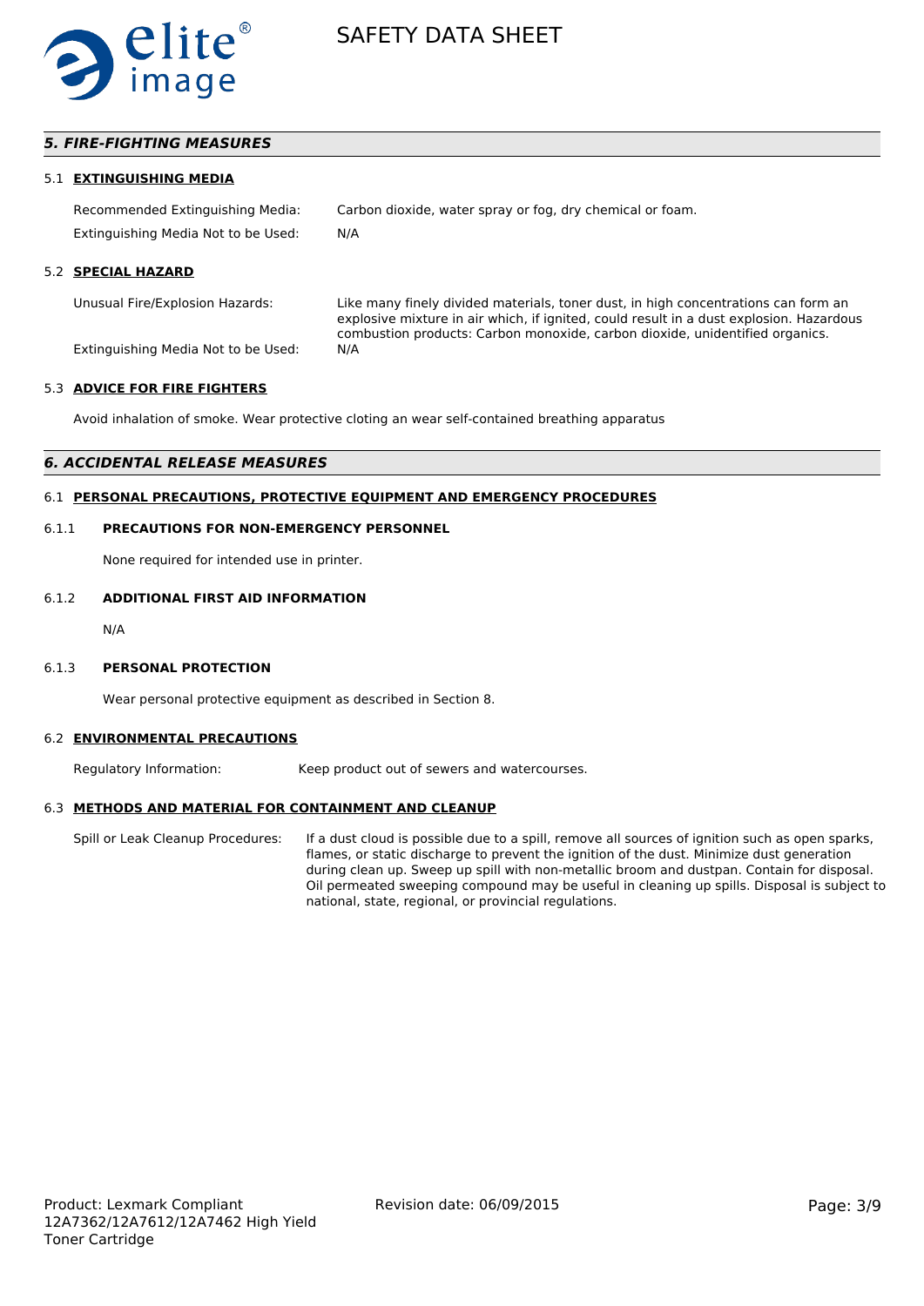## *5. FIRE-FIGHTING MEASURES*

### 5.1 EXTINGUISHING MEDIA

Recommended Extinguishing Media: Carbon dioxide, water spray or fog, dry chemical or foam.

Extinguishing Media Not to be Used: N/A

### 5.2 SPECIAL HAZARD

Unusual Fire/Explosion Hazards: Like many finely divided materials, toner dust, in high concentrations can form an explosive mixture in air which, if ignited, could result in a dust explosion. Hazardous combustion products: Carbon monoxide, carbon dioxide, unidentified organics.

Extinguishing Media Not to be Used: N/A

### 5.3 ADVICE FOR FIRE FIGHTERS

Avoid inhalation of smoke. Wear protective cloting an wear self-contained breathing apparatus

## *6. ACCIDENTAL RELEASE MEASURES*

### 6.1 PERSONAL PRECAUTIONS, PROTECTIVE EQUIPMENT AND EMERGENCY PROCEDURES

#### 6.1.1 PRECAUTIONS FOR NON-EMERGENCY PERSONNEL

None required for intended use in printer.

#### 6.1.2 ADDITIONAL FIRST AID INFORMATION

N/A

#### 6.1.3 PERSONAL PROTECTION

Wear personal protective equipment as described in Section 8.

### 6.2 ENVIRONMENTAL PRECAUTIONS

Regulatory Information: Keep product out of sewers and watercourses.

### 6.3 METHODS AND MATERIAL FOR CONTAINMENT AND CLEANUP

Spill or Leak Cleanup Procedures: If a dust cloud is possible due to a spill, remove all sources of ignition such as open sparks, flames, or static discharge to prevent the ignition of the dust. Minimize dust generation during clean up. Sweep up spill with non-metallic broom and dustpan. Contain for disposal. Oil permeated sweeping compound may be useful in cleaning up spills. Disposal is subject to national, state, regional, or provincial regulations.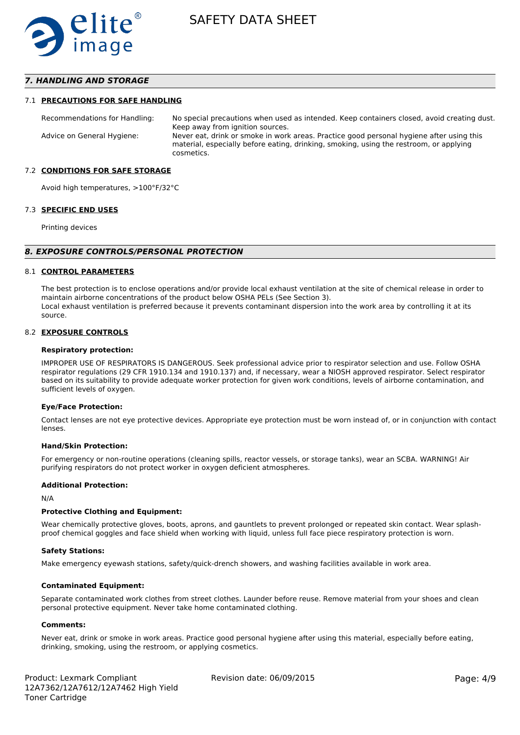## 7. HANDLING AND STORAGE

### 7.1 PRECAUTIONS FOR SAFE HANDLING

| | |
|---|---|
| Recommendations for Handling: | No special precautions when used as intended. Keep containers closed, avoid creating dust. Keep away from ignition sources. |
| Advice on General Hygiene: | Never eat, drink or smoke in work areas. Practice good personal hygiene after using this material, especially before eating, drinking, smoking, using the restroom, or applying cosmetics. |

### 7.2 CONDITIONS FOR SAFE STORAGE

Avoid high temperatures, >100°F/32°C

### 7.3 SPECIFIC END USES

Printing devices

## 8. EXPOSURE CONTROLS/PERSONAL PROTECTION

### 8.1 CONTROL PARAMETERS

The best protection is to enclose operations and/or provide local exhaust ventilation at the site of chemical release in order to maintain airborne concentrations of the product below OSHA PELs (See Section 3).
Local exhaust ventilation is preferred because it prevents contaminant dispersion into the work area by controlling it at its source.

### 8.2 EXPOSURE CONTROLS

**Respiratory protection:**

IMPROPER USE OF RESPIRATORS IS DANGEROUS. Seek professional advice prior to respirator selection and use. Follow OSHA respirator regulations (29 CFR 1910.134 and 1910.137) and, if necessary, wear a NIOSH approved respirator. Select respirator based on its suitability to provide adequate worker protection for given work conditions, levels of airborne contamination, and sufficient levels of oxygen.

**Eye/Face Protection:**

Contact lenses are not eye protective devices. Appropriate eye protection must be worn instead of, or in conjunction with contact lenses.

**Hand/Skin Protection:**

For emergency or non-routine operations (cleaning spills, reactor vessels, or storage tanks), wear an SCBA. WARNING! Air purifying respirators do not protect worker in oxygen deficient atmospheres.

**Additional Protection:**

N/A

**Protective Clothing and Equipment:**

Wear chemically protective gloves, boots, aprons, and gauntlets to prevent prolonged or repeated skin contact. Wear splash-proof chemical goggles and face shield when working with liquid, unless full face piece respiratory protection is worn.

**Safety Stations:**

Make emergency eyewash stations, safety/quick-drench showers, and washing facilities available in work area.

**Contaminated Equipment:**

Separate contaminated work clothes from street clothes. Launder before reuse. Remove material from your shoes and clean personal protective equipment. Never take home contaminated clothing.

**Comments:**

Never eat, drink or smoke in work areas. Practice good personal hygiene after using this material, especially before eating, drinking, smoking, using the restroom, or applying cosmetics.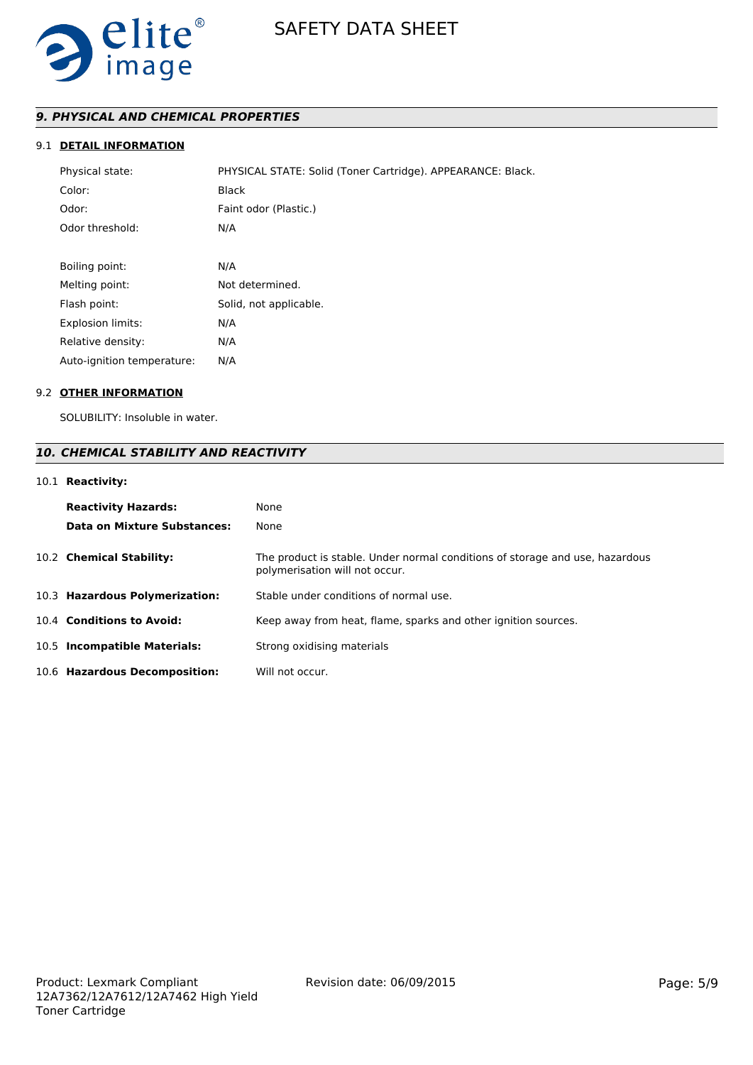## *9. PHYSICAL AND CHEMICAL PROPERTIES*

### 9.1 DETAIL INFORMATION

| | |
|---|---|
| Physical state: | PHYSICAL STATE: Solid (Toner Cartridge). APPEARANCE: Black. |
| Color: | Black |
| Odor: | Faint odor (Plastic.) |
| Odor threshold: | N/A |
| Boiling point: | N/A |
| Melting point: | Not determined. |
| Flash point: | Solid, not applicable. |
| Explosion limits: | N/A |
| Relative density: | N/A |
| Auto-ignition temperature: | N/A |

### 9.2 OTHER INFORMATION

SOLUBILITY: Insoluble in water.

## *10. CHEMICAL STABILITY AND REACTIVITY*

### 10.1 Reactivity:

| | |
|---|---|
| **Reactivity Hazards:** | None |
| **Data on Mixture Substances:** | None |

**10.2 Chemical Stability:** The product is stable. Under normal conditions of storage and use, hazardous polymerisation will not occur.

**10.3 Hazardous Polymerization:** Stable under conditions of normal use.

**10.4 Conditions to Avoid:** Keep away from heat, flame, sparks and other ignition sources.

**10.5 Incompatible Materials:** Strong oxidising materials

**10.6 Hazardous Decomposition:** Will not occur.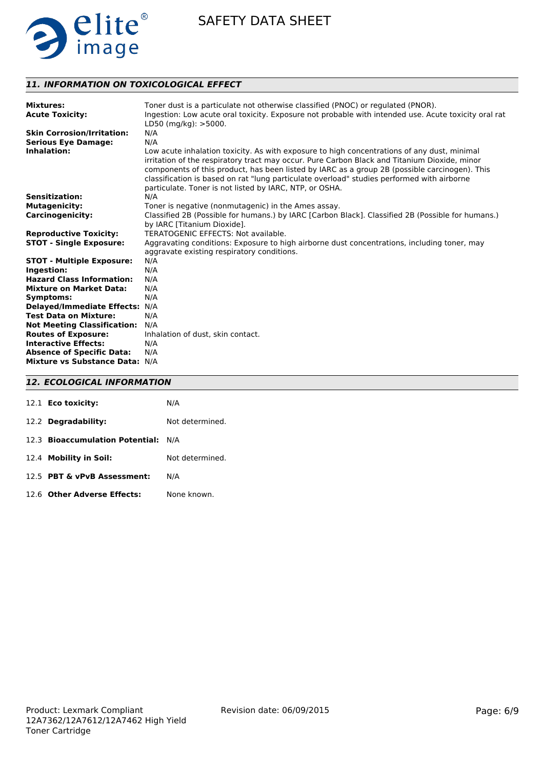## 11. INFORMATION ON TOXICOLOGICAL EFFECT

| | |
|---|---|
| **Mixtures:** | Toner dust is a particulate not otherwise classified (PNOC) or regulated (PNOR). |
| **Acute Toxicity:** | Ingestion: Low acute oral toxicity. Exposure not probable with intended use. Acute toxicity oral rat LD50 (mg/kg): >5000. |
| **Skin Corrosion/Irritation:** | N/A |
| **Serious Eye Damage:** | N/A |
| **Inhalation:** | Low acute inhalation toxicity. As with exposure to high concentrations of any dust, minimal irritation of the respiratory tract may occur. Pure Carbon Black and Titanium Dioxide, minor components of this product, has been listed by IARC as a group 2B (possible carcinogen). This classification is based on rat "lung particulate overload" studies performed with airborne particulate. Toner is not listed by IARC, NTP, or OSHA. |
| **Sensitization:** | N/A |
| **Mutagenicity:** | Toner is negative (nonmutagenic) in the Ames assay. |
| **Carcinogenicity:** | Classified 2B (Possible for humans.) by IARC [Carbon Black]. Classified 2B (Possible for humans.) by IARC [Titanium Dioxide]. |
| **Reproductive Toxicity:** | TERATOGENIC EFFECTS: Not available. |
| **STOT - Single Exposure:** | Aggravating conditions: Exposure to high airborne dust concentrations, including toner, may aggravate existing respiratory conditions. |
| **STOT - Multiple Exposure:** | N/A |
| **Ingestion:** | N/A |
| **Hazard Class Information:** | N/A |
| **Mixture on Market Data:** | N/A |
| **Symptoms:** | N/A |
| **Delayed/Immediate Effects:** | N/A |
| **Test Data on Mixture:** | N/A |
| **Not Meeting Classification:** | N/A |
| **Routes of Exposure:** | Inhalation of dust, skin contact. |
| **Interactive Effects:** | N/A |
| **Absence of Specific Data:** | N/A |
| **Mixture vs Substance Data:** | N/A |

## 12. ECOLOGICAL INFORMATION

| | |
|---|---|
| 12.1 **Eco toxicity:** | N/A |
| 12.2 **Degradability:** | Not determined. |
| 12.3 **Bioaccumulation Potential:** | N/A |
| 12.4 **Mobility in Soil:** | Not determined. |
| 12.5 **PBT & vPvB Assessment:** | N/A |
| 12.6 **Other Adverse Effects:** | None known. |

Product: Lexmark Compliant 12A7362/12A7612/12A7462 High Yield Toner Cartridge

Revision date: 06/09/2015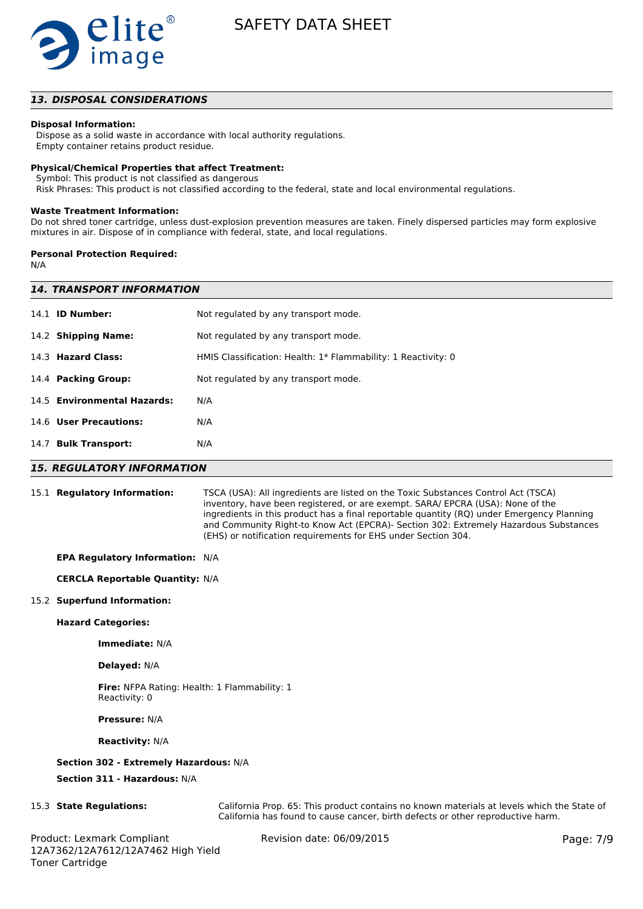## 13. DISPOSAL CONSIDERATIONS

**Disposal Information:**

Dispose as a solid waste in accordance with local authority regulations.
Empty container retains product residue.

**Physical/Chemical Properties that affect Treatment:**

Symbol: This product is not classified as dangerous
Risk Phrases: This product is not classified according to the federal, state and local environmental regulations.

**Waste Treatment Information:**

Do not shred toner cartridge, unless dust-explosion prevention measures are taken. Finely dispersed particles may form explosive mixtures in air. Dispose of in compliance with federal, state, and local regulations.

**Personal Protection Required:**

N/A

## 14. TRANSPORT INFORMATION

| | |
|---|---|
| 14.1 **ID Number:** | Not regulated by any transport mode. |
| 14.2 **Shipping Name:** | Not regulated by any transport mode. |
| 14.3 **Hazard Class:** | HMIS Classification: Health: 1* Flammability: 1 Reactivity: 0 |
| 14.4 **Packing Group:** | Not regulated by any transport mode. |
| 14.5 **Environmental Hazards:** | N/A |
| 14.6 **User Precautions:** | N/A |
| 14.7 **Bulk Transport:** | N/A |

## 15. REGULATORY INFORMATION

15.1 **Regulatory Information:** TSCA (USA): All ingredients are listed on the Toxic Substances Control Act (TSCA) inventory, have been registered, or are exempt. SARA/ EPCRA (USA): None of the ingredients in this product has a final reportable quantity (RQ) under Emergency Planning and Community Right-to Know Act (EPCRA)- Section 302: Extremely Hazardous Substances (EHS) or notification requirements for EHS under Section 304.

**EPA Regulatory Information:** N/A

**CERCLA Reportable Quantity:** N/A

15.2 **Superfund Information:**

**Hazard Categories:**

**Immediate:** N/A

**Delayed:** N/A

**Fire:** NFPA Rating: Health: 1 Flammability: 1 Reactivity: 0

**Pressure:** N/A

**Reactivity:** N/A

**Section 302 - Extremely Hazardous:** N/A

**Section 311 - Hazardous:** N/A

15.3 **State Regulations:** California Prop. 65: This product contains no known materials at levels which the State of California has found to cause cancer, birth defects or other reproductive harm.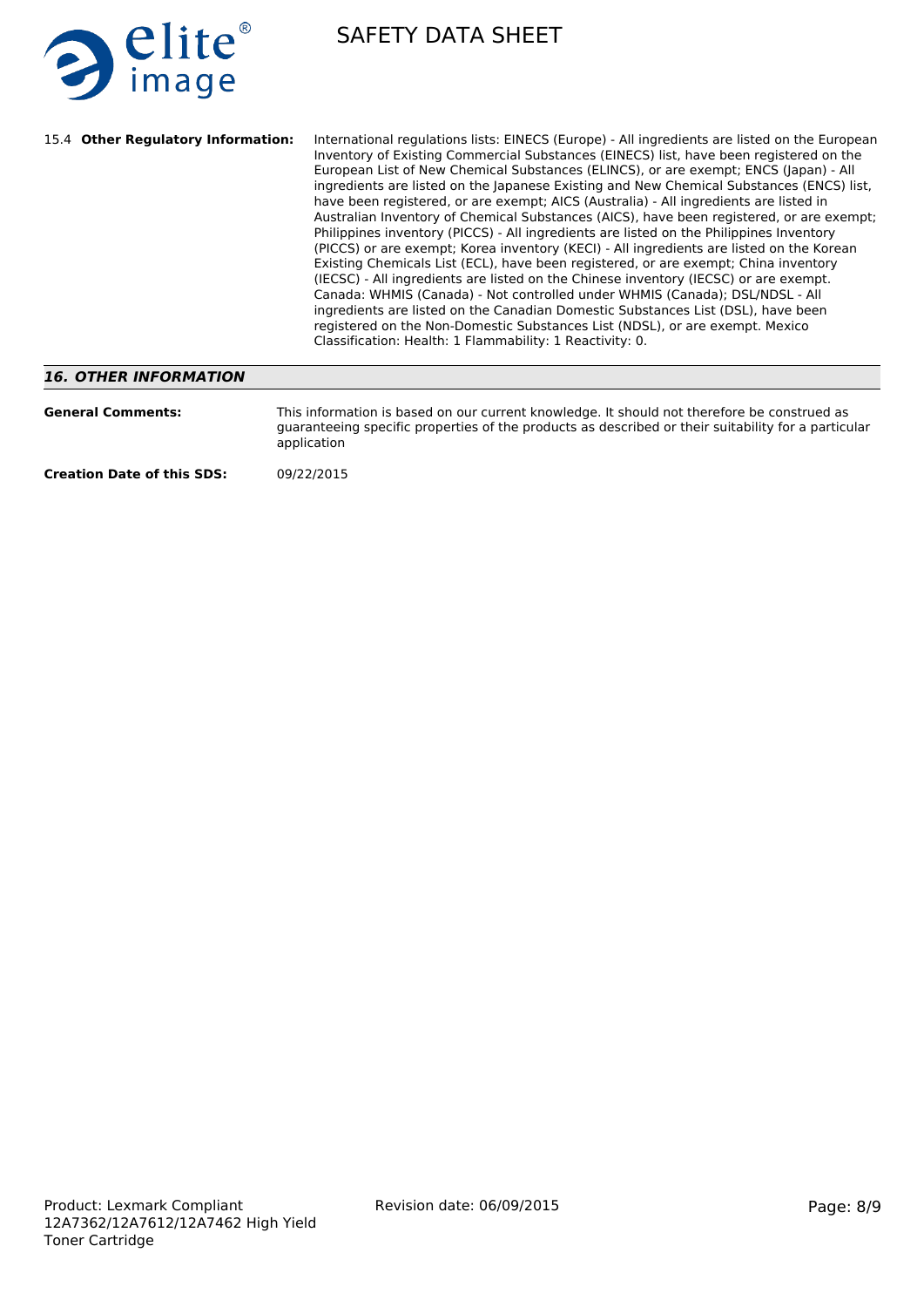**15.4 Other Regulatory Information:** International regulations lists: EINECS (Europe) - All ingredients are listed on the European Inventory of Existing Commercial Substances (EINECS) list, have been registered on the European List of New Chemical Substances (ELINCS), or are exempt; ENCS (Japan) - All ingredients are listed on the Japanese Existing and New Chemical Substances (ENCS) list, have been registered, or are exempt; AICS (Australia) - All ingredients are listed in Australian Inventory of Chemical Substances (AICS), have been registered, or are exempt; Philippines inventory (PICCS) - All ingredients are listed on the Philippines Inventory (PICCS) or are exempt; Korea inventory (KECI) - All ingredients are listed on the Korean Existing Chemicals List (ECL), have been registered, or are exempt; China inventory (IECSC) - All ingredients are listed on the Chinese inventory (IECSC) or are exempt. Canada: WHMIS (Canada) - Not controlled under WHMIS (Canada); DSL/NDSL - All ingredients are listed on the Canadian Domestic Substances List (DSL), have been registered on the Non-Domestic Substances List (NDSL), or are exempt. Mexico Classification: Health: 1 Flammability: 1 Reactivity: 0.

## *16. OTHER INFORMATION*

**General Comments:** This information is based on our current knowledge. It should not therefore be construed as guaranteeing specific properties of the products as described or their suitability for a particular application

**Creation Date of this SDS:** 09/22/2015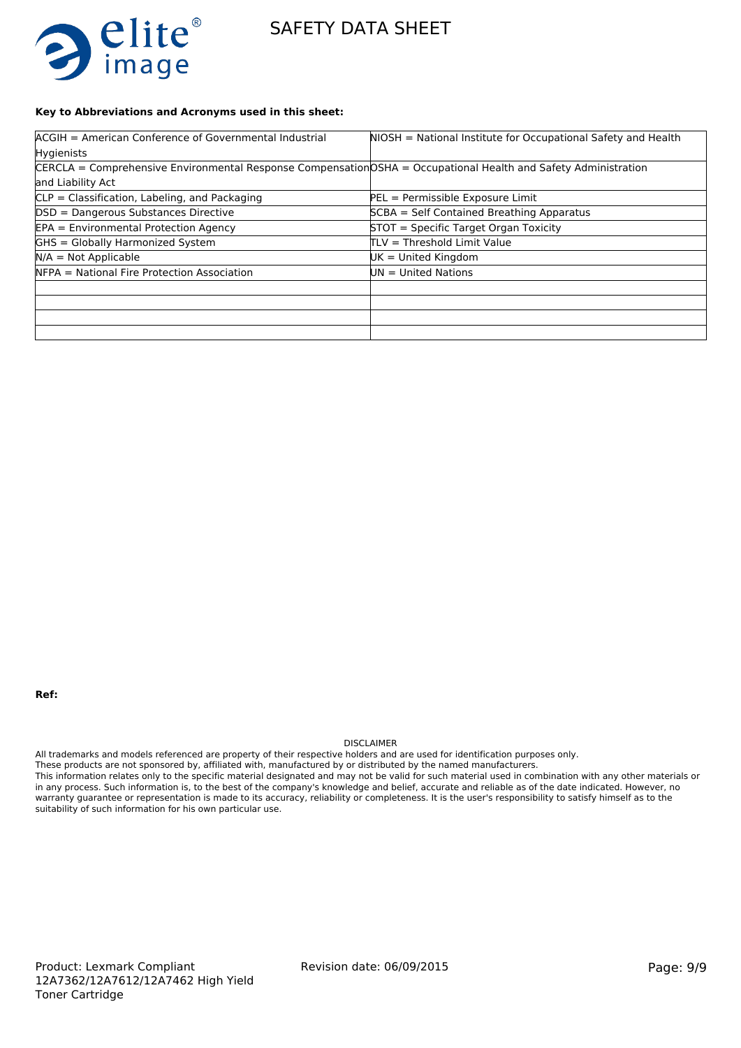**Key to Abbreviations and Acronyms used in this sheet:**

| | |
|---|---|
| ACGIH = American Conference of Governmental Industrial Hygienists | NIOSH = National Institute for Occupational Safety and Health |
| CERCLA = Comprehensive Environmental Response Compensation and Liability Act | OSHA = Occupational Health and Safety Administration |
| CLP = Classification, Labeling, and Packaging | PEL = Permissible Exposure Limit |
| DSD = Dangerous Substances Directive | SCBA = Self Contained Breathing Apparatus |
| EPA = Environmental Protection Agency | STOT = Specific Target Organ Toxicity |
| GHS = Globally Harmonized System | TLV = Threshold Limit Value |
| N/A = Not Applicable | UK = United Kingdom |
| NFPA = National Fire Protection Association | UN = United Nations |
| | |
| | |
| | |
| | |

**Ref:**

DISCLAIMER

All trademarks and models referenced are property of their respective holders and are used for identification purposes only.
These products are not sponsored by, affiliated with, manufactured by or distributed by the named manufacturers.
This information relates only to the specific material designated and may not be valid for such material used in combination with any other materials or in any process. Such information is, to the best of the company's knowledge and belief, accurate and reliable as of the date indicated. However, no warranty guarantee or representation is made to its accuracy, reliability or completeness. It is the user's responsibility to satisfy himself as to the suitability of such information for his own particular use.